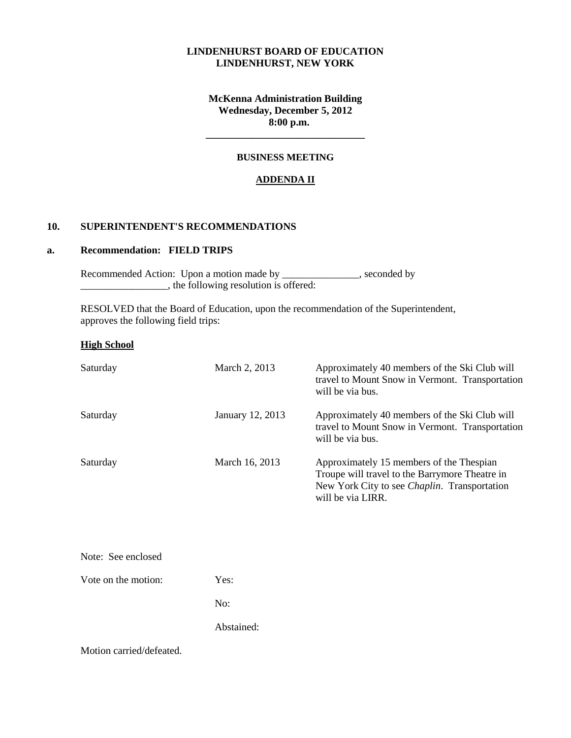**LINDENHURST BOARD OF EDUCATION**
**LINDENHURST, NEW YORK**

**McKenna Administration Building**
**Wednesday, December 5, 2012**
**8:00 p.m.**

---

**BUSINESS MEETING**

**ADDENDA II**

## 10. SUPERINTENDENT'S RECOMMENDATIONS

### a. Recommendation: FIELD TRIPS

Recommended Action: Upon a motion made by _______________, seconded by _________________, the following resolution is offered:

RESOLVED that the Board of Education, upon the recommendation of the Superintendent, approves the following field trips:

**High School**

| | | |
|---|---|---|
| Saturday | March 2, 2013 | Approximately 40 members of the Ski Club will travel to Mount Snow in Vermont. Transportation will be via bus. |
| Saturday | January 12, 2013 | Approximately 40 members of the Ski Club will travel to Mount Snow in Vermont. Transportation will be via bus. |
| Saturday | March 16, 2013 | Approximately 15 members of the Thespian Troupe will travel to the Barrymore Theatre in New York City to see *Chaplin*. Transportation will be via LIRR. |

Note: See enclosed

Vote on the motion: Yes:

No:

Abstained:

Motion carried/defeated.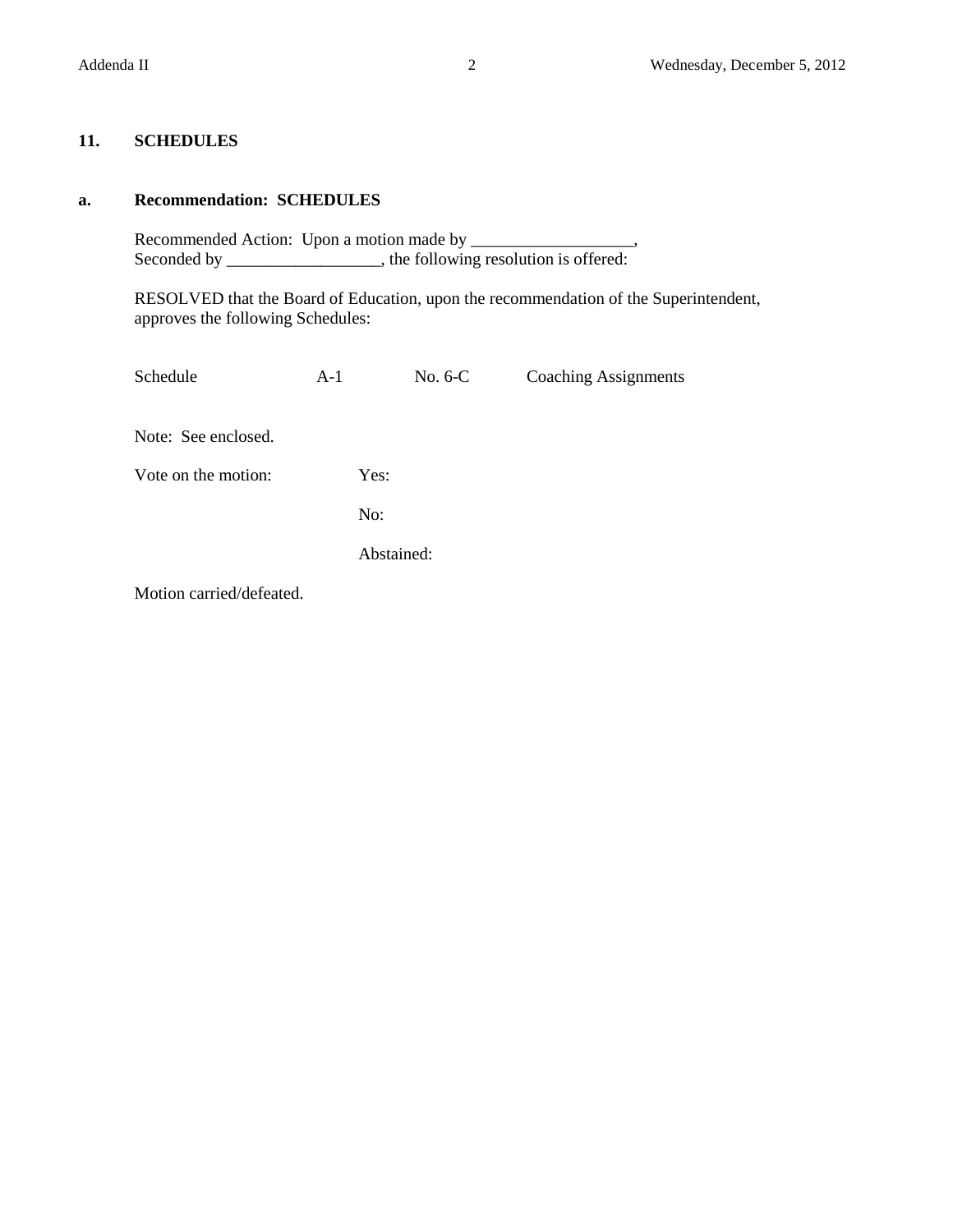## 11. SCHEDULES

### a. Recommendation: SCHEDULES

Recommended Action: Upon a motion made by ___________________,
Seconded by __________________, the following resolution is offered:

RESOLVED that the Board of Education, upon the recommendation of the Superintendent, approves the following Schedules:

| | | | |
|---|---|---|---|
| Schedule | A-1 | No. 6-C | Coaching Assignments |

Note: See enclosed.

Vote on the motion: Yes:

No:

Abstained:

Motion carried/defeated.